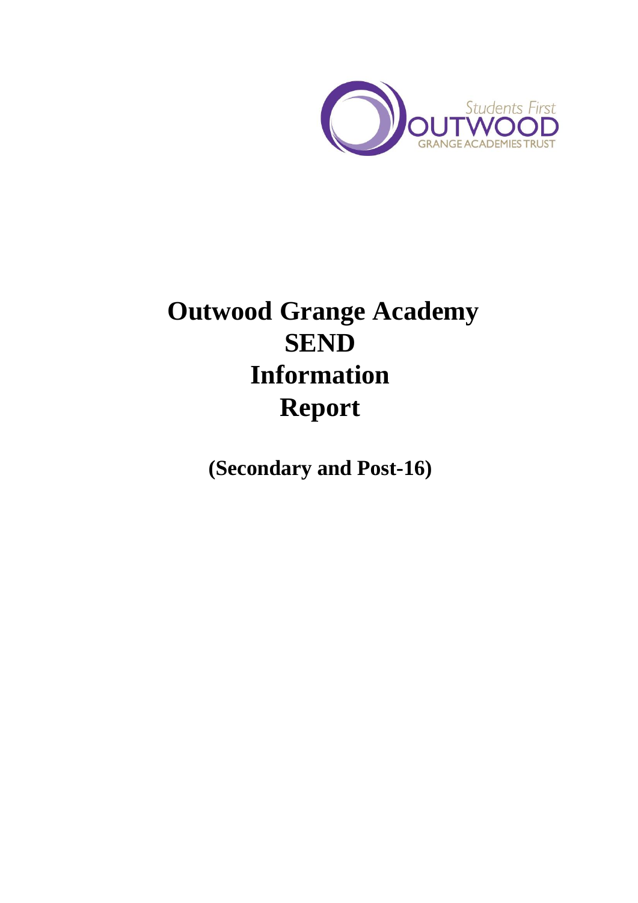# Outwood Grange Academy SEND Information Report

**(Secondary and Post-16)**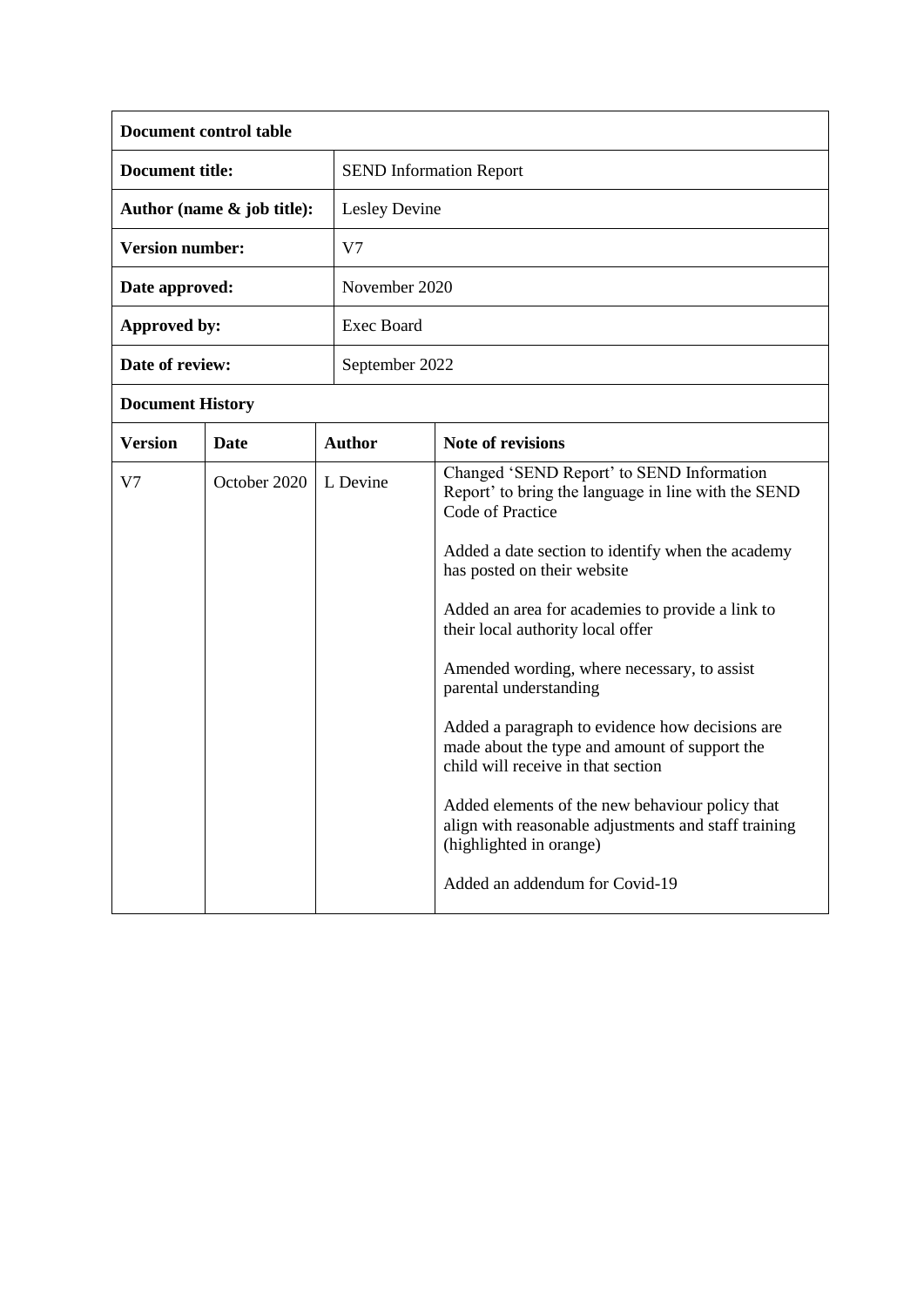| Document control table | |
|---|---|
| **Document title:** | SEND Information Report |
| **Author (name & job title):** | Lesley Devine |
| **Version number:** | V7 |
| **Date approved:** | November 2020 |
| **Approved by:** | Exec Board |
| **Date of review:** | September 2022 |

**Document History**

| Version | Date | Author | Note of revisions |
|---|---|---|---|
| V7 | October 2020 | L Devine | Changed 'SEND Report' to SEND Information Report' to bring the language in line with the SEND Code of Practice<br><br>Added a date section to identify when the academy has posted on their website<br><br>Added an area for academies to provide a link to their local authority local offer<br><br>Amended wording, where necessary, to assist parental understanding<br><br>Added a paragraph to evidence how decisions are made about the type and amount of support the child will receive in that section<br><br>Added elements of the new behaviour policy that align with reasonable adjustments and staff training (highlighted in orange)<br><br>Added an addendum for Covid-19 |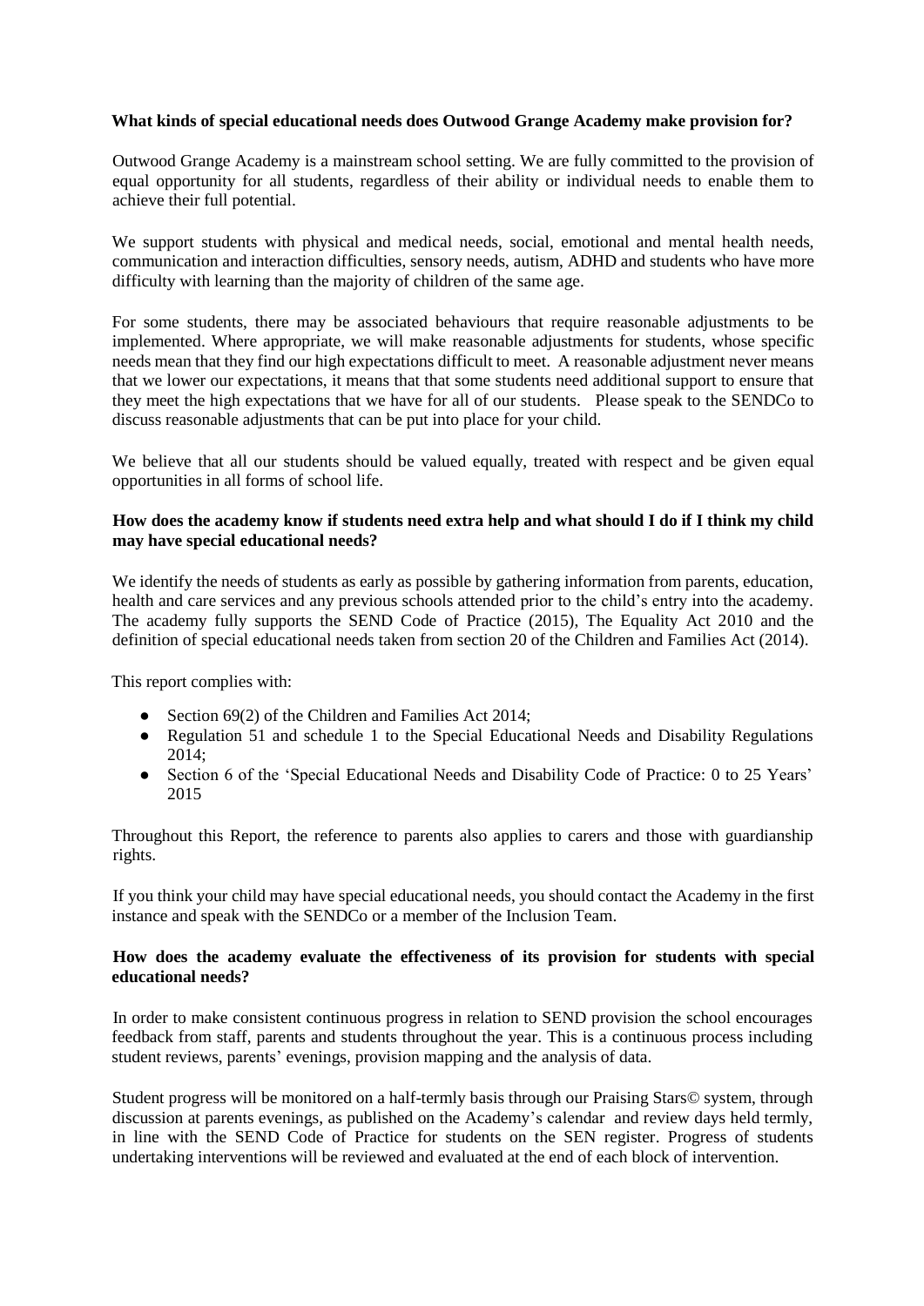**What kinds of special educational needs does Outwood Grange Academy make provision for?**

Outwood Grange Academy is a mainstream school setting. We are fully committed to the provision of equal opportunity for all students, regardless of their ability or individual needs to enable them to achieve their full potential.

We support students with physical and medical needs, social, emotional and mental health needs, communication and interaction difficulties, sensory needs, autism, ADHD and students who have more difficulty with learning than the majority of children of the same age.

For some students, there may be associated behaviours that require reasonable adjustments to be implemented. Where appropriate, we will make reasonable adjustments for students, whose specific needs mean that they find our high expectations difficult to meet. A reasonable adjustment never means that we lower our expectations, it means that that some students need additional support to ensure that they meet the high expectations that we have for all of our students. Please speak to the SENDCo to discuss reasonable adjustments that can be put into place for your child.

We believe that all our students should be valued equally, treated with respect and be given equal opportunities in all forms of school life.

**How does the academy know if students need extra help and what should I do if I think my child may have special educational needs?**

We identify the needs of students as early as possible by gathering information from parents, education, health and care services and any previous schools attended prior to the child's entry into the academy. The academy fully supports the SEND Code of Practice (2015), The Equality Act 2010 and the definition of special educational needs taken from section 20 of the Children and Families Act (2014).

This report complies with:

- Section 69(2) of the Children and Families Act 2014;
- Regulation 51 and schedule 1 to the Special Educational Needs and Disability Regulations 2014;
- Section 6 of the 'Special Educational Needs and Disability Code of Practice: 0 to 25 Years' 2015

Throughout this Report, the reference to parents also applies to carers and those with guardianship rights.

If you think your child may have special educational needs, you should contact the Academy in the first instance and speak with the SENDCo or a member of the Inclusion Team.

**How does the academy evaluate the effectiveness of its provision for students with special educational needs?**

In order to make consistent continuous progress in relation to SEND provision the school encourages feedback from staff, parents and students throughout the year. This is a continuous process including student reviews, parents' evenings, provision mapping and the analysis of data.

Student progress will be monitored on a half-termly basis through our Praising Stars© system, through discussion at parents evenings, as published on the Academy's calendar and review days held termly, in line with the SEND Code of Practice for students on the SEN register. Progress of students undertaking interventions will be reviewed and evaluated at the end of each block of intervention.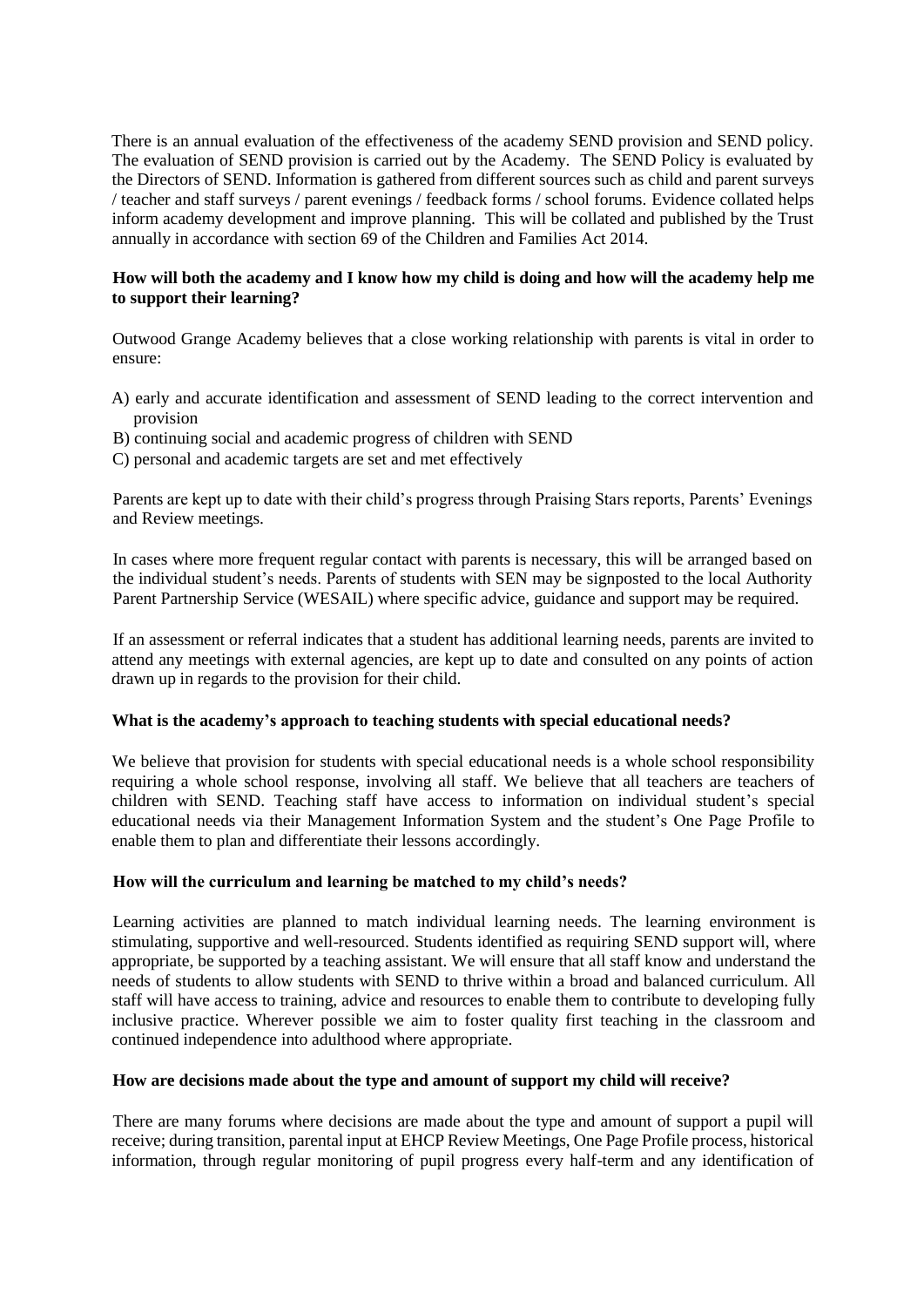There is an annual evaluation of the effectiveness of the academy SEND provision and SEND policy. The evaluation of SEND provision is carried out by the Academy. The SEND Policy is evaluated by the Directors of SEND. Information is gathered from different sources such as child and parent surveys / teacher and staff surveys / parent evenings / feedback forms / school forums. Evidence collated helps inform academy development and improve planning. This will be collated and published by the Trust annually in accordance with section 69 of the Children and Families Act 2014.

**How will both the academy and I know how my child is doing and how will the academy help me to support their learning?**

Outwood Grange Academy believes that a close working relationship with parents is vital in order to ensure:

A) early and accurate identification and assessment of SEND leading to the correct intervention and provision
B) continuing social and academic progress of children with SEND
C) personal and academic targets are set and met effectively

Parents are kept up to date with their child's progress through Praising Stars reports, Parents' Evenings and Review meetings.

In cases where more frequent regular contact with parents is necessary, this will be arranged based on the individual student's needs. Parents of students with SEN may be signposted to the local Authority Parent Partnership Service (WESAIL) where specific advice, guidance and support may be required.

If an assessment or referral indicates that a student has additional learning needs, parents are invited to attend any meetings with external agencies, are kept up to date and consulted on any points of action drawn up in regards to the provision for their child.

**What is the academy's approach to teaching students with special educational needs?**

We believe that provision for students with special educational needs is a whole school responsibility requiring a whole school response, involving all staff. We believe that all teachers are teachers of children with SEND. Teaching staff have access to information on individual student's special educational needs via their Management Information System and the student's One Page Profile to enable them to plan and differentiate their lessons accordingly.

**How will the curriculum and learning be matched to my child's needs?**

Learning activities are planned to match individual learning needs. The learning environment is stimulating, supportive and well-resourced. Students identified as requiring SEND support will, where appropriate, be supported by a teaching assistant. We will ensure that all staff know and understand the needs of students to allow students with SEND to thrive within a broad and balanced curriculum. All staff will have access to training, advice and resources to enable them to contribute to developing fully inclusive practice. Wherever possible we aim to foster quality first teaching in the classroom and continued independence into adulthood where appropriate.

**How are decisions made about the type and amount of support my child will receive?**

There are many forums where decisions are made about the type and amount of support a pupil will receive; during transition, parental input at EHCP Review Meetings, One Page Profile process, historical information, through regular monitoring of pupil progress every half-term and any identification of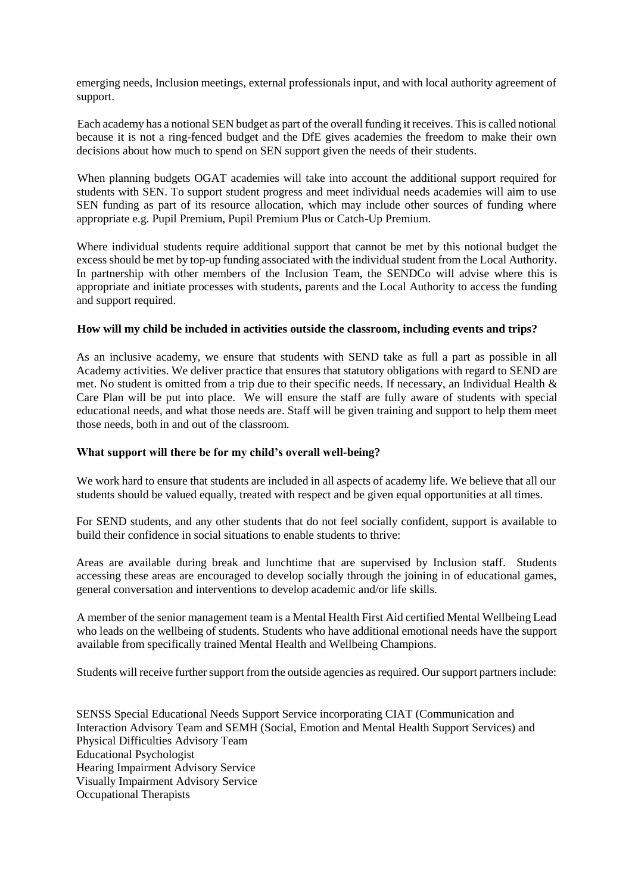emerging needs, Inclusion meetings, external professionals input, and with local authority agreement of support.

Each academy has a notional SEN budget as part of the overall funding it receives. This is called notional because it is not a ring-fenced budget and the DfE gives academies the freedom to make their own decisions about how much to spend on SEN support given the needs of their students.

When planning budgets OGAT academies will take into account the additional support required for students with SEN. To support student progress and meet individual needs academies will aim to use SEN funding as part of its resource allocation, which may include other sources of funding where appropriate e.g. Pupil Premium, Pupil Premium Plus or Catch-Up Premium.

Where individual students require additional support that cannot be met by this notional budget the excess should be met by top-up funding associated with the individual student from the Local Authority. In partnership with other members of the Inclusion Team, the SENDCo will advise where this is appropriate and initiate processes with students, parents and the Local Authority to access the funding and support required.

**How will my child be included in activities outside the classroom, including events and trips?**

As an inclusive academy, we ensure that students with SEND take as full a part as possible in all Academy activities. We deliver practice that ensures that statutory obligations with regard to SEND are met. No student is omitted from a trip due to their specific needs. If necessary, an Individual Health & Care Plan will be put into place. We will ensure the staff are fully aware of students with special educational needs, and what those needs are. Staff will be given training and support to help them meet those needs, both in and out of the classroom.

**What support will there be for my child's overall well-being?**

We work hard to ensure that students are included in all aspects of academy life. We believe that all our students should be valued equally, treated with respect and be given equal opportunities at all times.

For SEND students, and any other students that do not feel socially confident, support is available to build their confidence in social situations to enable students to thrive:

Areas are available during break and lunchtime that are supervised by Inclusion staff. Students accessing these areas are encouraged to develop socially through the joining in of educational games, general conversation and interventions to develop academic and/or life skills.

A member of the senior management team is a Mental Health First Aid certified Mental Wellbeing Lead who leads on the wellbeing of students. Students who have additional emotional needs have the support available from specifically trained Mental Health and Wellbeing Champions.

Students will receive further support from the outside agencies as required. Our support partners include:

SENSS Special Educational Needs Support Service incorporating CIAT (Communication and Interaction Advisory Team and SEMH (Social, Emotion and Mental Health Support Services) and Physical Difficulties Advisory Team
Educational Psychologist
Hearing Impairment Advisory Service
Visually Impairment Advisory Service
Occupational Therapists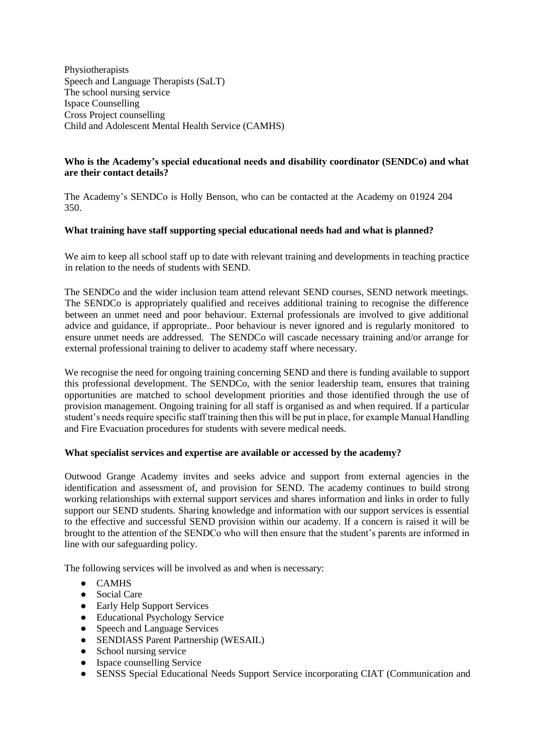Physiotherapists
Speech and Language Therapists (SaLT)
The school nursing service
Ispace Counselling
Cross Project counselling
Child and Adolescent Mental Health Service (CAMHS)

**Who is the Academy's special educational needs and disability coordinator (SENDCo) and what are their contact details?**

The Academy's SENDCo is Holly Benson, who can be contacted at the Academy on 01924 204 350.

**What training have staff supporting special educational needs had and what is planned?**

We aim to keep all school staff up to date with relevant training and developments in teaching practice in relation to the needs of students with SEND.

The SENDCo and the wider inclusion team attend relevant SEND courses, SEND network meetings. The SENDCo is appropriately qualified and receives additional training to recognise the difference between an unmet need and poor behaviour. External professionals are involved to give additional advice and guidance, if appropriate.. Poor behaviour is never ignored and is regularly monitored to ensure unmet needs are addressed. The SENDCo will cascade necessary training and/or arrange for external professional training to deliver to academy staff where necessary.

We recognise the need for ongoing training concerning SEND and there is funding available to support this professional development. The SENDCo, with the senior leadership team, ensures that training opportunities are matched to school development priorities and those identified through the use of provision management. Ongoing training for all staff is organised as and when required. If a particular student's needs require specific staff training then this will be put in place, for example Manual Handling and Fire Evacuation procedures for students with severe medical needs.

**What specialist services and expertise are available or accessed by the academy?**

Outwood Grange Academy invites and seeks advice and support from external agencies in the identification and assessment of, and provision for SEND. The academy continues to build strong working relationships with external support services and shares information and links in order to fully support our SEND students. Sharing knowledge and information with our support services is essential to the effective and successful SEND provision within our academy. If a concern is raised it will be brought to the attention of the SENDCo who will then ensure that the student's parents are informed in line with our safeguarding policy.

The following services will be involved as and when is necessary:

- CAMHS
- Social Care
- Early Help Support Services
- Educational Psychology Service
- Speech and Language Services
- SENDIASS Parent Partnership (WESAIL)
- School nursing service
- Ispace counselling Service
- SENSS Special Educational Needs Support Service incorporating CIAT (Communication and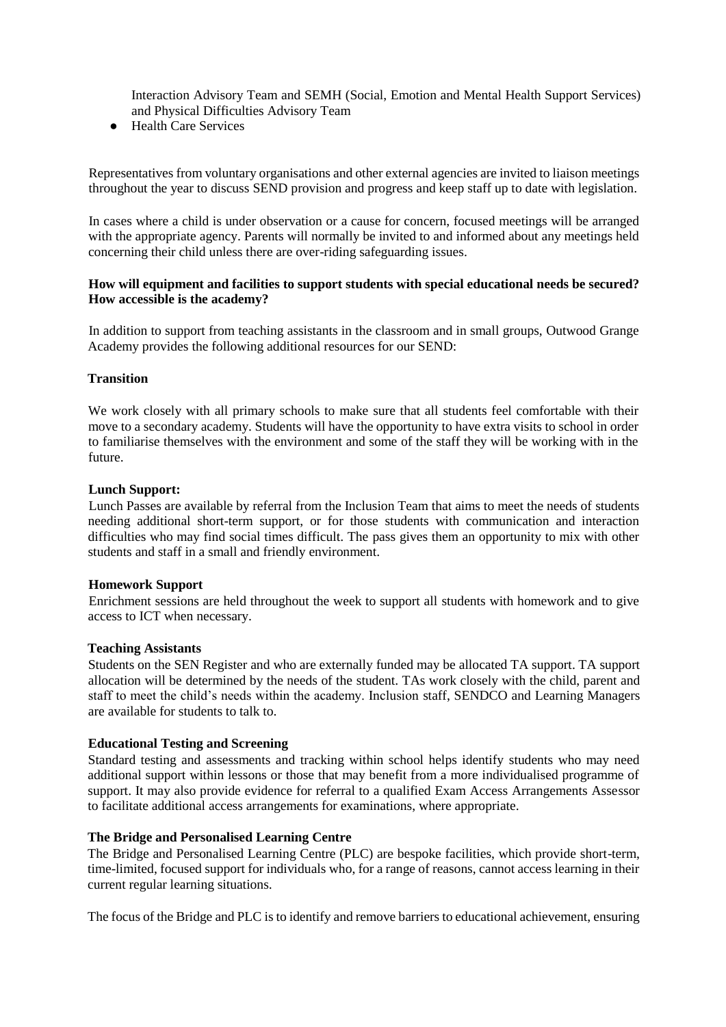Interaction Advisory Team and SEMH (Social, Emotion and Mental Health Support Services) and Physical Difficulties Advisory Team

- Health Care Services

Representatives from voluntary organisations and other external agencies are invited to liaison meetings throughout the year to discuss SEND provision and progress and keep staff up to date with legislation.

In cases where a child is under observation or a cause for concern, focused meetings will be arranged with the appropriate agency. Parents will normally be invited to and informed about any meetings held concerning their child unless there are over-riding safeguarding issues.

**How will equipment and facilities to support students with special educational needs be secured? How accessible is the academy?**

In addition to support from teaching assistants in the classroom and in small groups, Outwood Grange Academy provides the following additional resources for our SEND:

**Transition**

We work closely with all primary schools to make sure that all students feel comfortable with their move to a secondary academy. Students will have the opportunity to have extra visits to school in order to familiarise themselves with the environment and some of the staff they will be working with in the future.

**Lunch Support:**

Lunch Passes are available by referral from the Inclusion Team that aims to meet the needs of students needing additional short-term support, or for those students with communication and interaction difficulties who may find social times difficult. The pass gives them an opportunity to mix with other students and staff in a small and friendly environment.

**Homework Support**

Enrichment sessions are held throughout the week to support all students with homework and to give access to ICT when necessary.

**Teaching Assistants**

Students on the SEN Register and who are externally funded may be allocated TA support. TA support allocation will be determined by the needs of the student. TAs work closely with the child, parent and staff to meet the child's needs within the academy. Inclusion staff, SENDCO and Learning Managers are available for students to talk to.

**Educational Testing and Screening**

Standard testing and assessments and tracking within school helps identify students who may need additional support within lessons or those that may benefit from a more individualised programme of support. It may also provide evidence for referral to a qualified Exam Access Arrangements Assessor to facilitate additional access arrangements for examinations, where appropriate.

**The Bridge and Personalised Learning Centre**

The Bridge and Personalised Learning Centre (PLC) are bespoke facilities, which provide short-term, time-limited, focused support for individuals who, for a range of reasons, cannot access learning in their current regular learning situations.

The focus of the Bridge and PLC is to identify and remove barriers to educational achievement, ensuring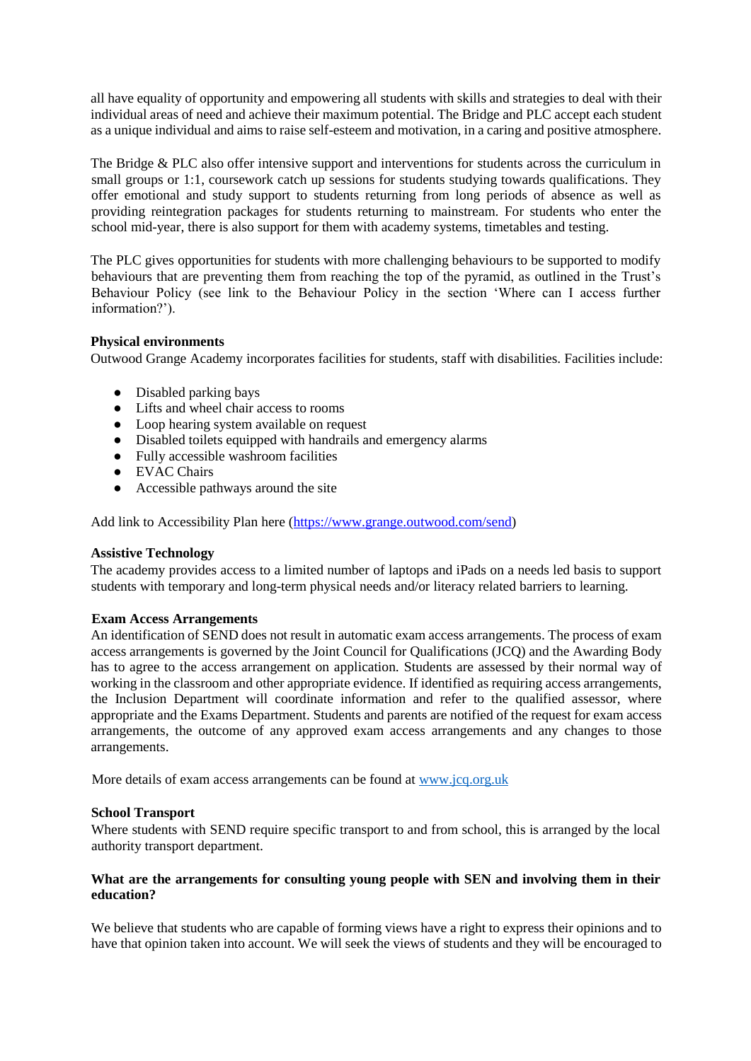all have equality of opportunity and empowering all students with skills and strategies to deal with their individual areas of need and achieve their maximum potential. The Bridge and PLC accept each student as a unique individual and aims to raise self-esteem and motivation, in a caring and positive atmosphere.

The Bridge & PLC also offer intensive support and interventions for students across the curriculum in small groups or 1:1, coursework catch up sessions for students studying towards qualifications. They offer emotional and study support to students returning from long periods of absence as well as providing reintegration packages for students returning to mainstream. For students who enter the school mid-year, there is also support for them with academy systems, timetables and testing.

The PLC gives opportunities for students with more challenging behaviours to be supported to modify behaviours that are preventing them from reaching the top of the pyramid, as outlined in the Trust's Behaviour Policy (see link to the Behaviour Policy in the section 'Where can I access further information?').

**Physical environments**

Outwood Grange Academy incorporates facilities for students, staff with disabilities. Facilities include:

- Disabled parking bays
- Lifts and wheel chair access to rooms
- Loop hearing system available on request
- Disabled toilets equipped with handrails and emergency alarms
- Fully accessible washroom facilities
- EVAC Chairs
- Accessible pathways around the site

Add link to Accessibility Plan here (https://www.grange.outwood.com/send)

**Assistive Technology**

The academy provides access to a limited number of laptops and iPads on a needs led basis to support students with temporary and long-term physical needs and/or literacy related barriers to learning.

**Exam Access Arrangements**

An identification of SEND does not result in automatic exam access arrangements. The process of exam access arrangements is governed by the Joint Council for Qualifications (JCQ) and the Awarding Body has to agree to the access arrangement on application. Students are assessed by their normal way of working in the classroom and other appropriate evidence. If identified as requiring access arrangements, the Inclusion Department will coordinate information and refer to the qualified assessor, where appropriate and the Exams Department. Students and parents are notified of the request for exam access arrangements, the outcome of any approved exam access arrangements and any changes to those arrangements.

More details of exam access arrangements can be found at www.jcq.org.uk

**School Transport**

Where students with SEND require specific transport to and from school, this is arranged by the local authority transport department.

**What are the arrangements for consulting young people with SEN and involving them in their education?**

We believe that students who are capable of forming views have a right to express their opinions and to have that opinion taken into account. We will seek the views of students and they will be encouraged to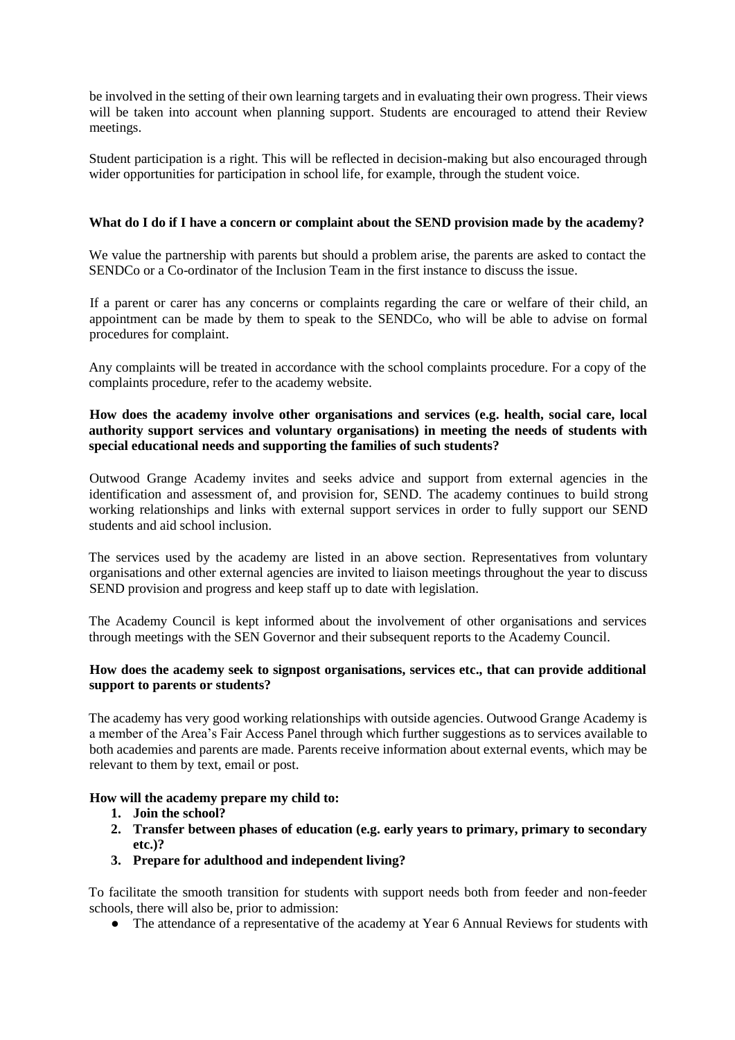be involved in the setting of their own learning targets and in evaluating their own progress. Their views will be taken into account when planning support. Students are encouraged to attend their Review meetings.

Student participation is a right. This will be reflected in decision-making but also encouraged through wider opportunities for participation in school life, for example, through the student voice.

**What do I do if I have a concern or complaint about the SEND provision made by the academy?**

We value the partnership with parents but should a problem arise, the parents are asked to contact the SENDCo or a Co-ordinator of the Inclusion Team in the first instance to discuss the issue.

If a parent or carer has any concerns or complaints regarding the care or welfare of their child, an appointment can be made by them to speak to the SENDCo, who will be able to advise on formal procedures for complaint.

Any complaints will be treated in accordance with the school complaints procedure. For a copy of the complaints procedure, refer to the academy website.

**How does the academy involve other organisations and services (e.g. health, social care, local authority support services and voluntary organisations) in meeting the needs of students with special educational needs and supporting the families of such students?**

Outwood Grange Academy invites and seeks advice and support from external agencies in the identification and assessment of, and provision for, SEND. The academy continues to build strong working relationships and links with external support services in order to fully support our SEND students and aid school inclusion.

The services used by the academy are listed in an above section. Representatives from voluntary organisations and other external agencies are invited to liaison meetings throughout the year to discuss SEND provision and progress and keep staff up to date with legislation.

The Academy Council is kept informed about the involvement of other organisations and services through meetings with the SEN Governor and their subsequent reports to the Academy Council.

**How does the academy seek to signpost organisations, services etc., that can provide additional support to parents or students?**

The academy has very good working relationships with outside agencies. Outwood Grange Academy is a member of the Area's Fair Access Panel through which further suggestions as to services available to both academies and parents are made. Parents receive information about external events, which may be relevant to them by text, email or post.

**How will the academy prepare my child to:**

1. **Join the school?**
2. **Transfer between phases of education (e.g. early years to primary, primary to secondary etc.)?**
3. **Prepare for adulthood and independent living?**

To facilitate the smooth transition for students with support needs both from feeder and non-feeder schools, there will also be, prior to admission:

- The attendance of a representative of the academy at Year 6 Annual Reviews for students with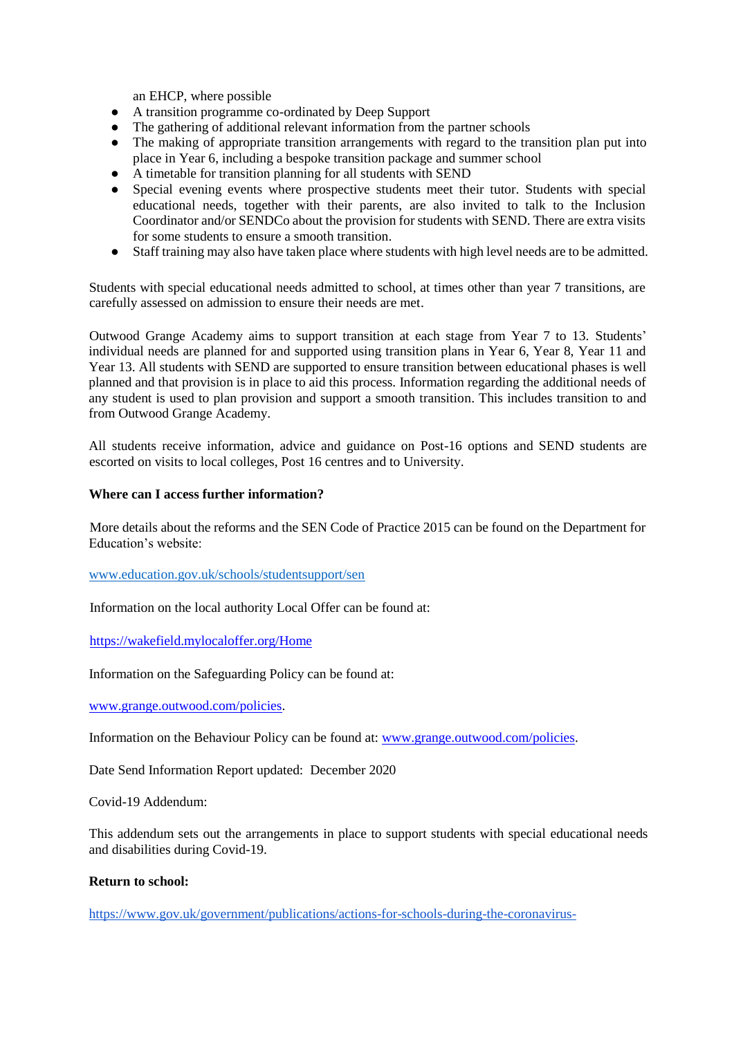an EHCP, where possible

- A transition programme co-ordinated by Deep Support
- The gathering of additional relevant information from the partner schools
- The making of appropriate transition arrangements with regard to the transition plan put into place in Year 6, including a bespoke transition package and summer school
- A timetable for transition planning for all students with SEND
- Special evening events where prospective students meet their tutor. Students with special educational needs, together with their parents, are also invited to talk to the Inclusion Coordinator and/or SENDCo about the provision for students with SEND. There are extra visits for some students to ensure a smooth transition.
- Staff training may also have taken place where students with high level needs are to be admitted.

Students with special educational needs admitted to school, at times other than year 7 transitions, are carefully assessed on admission to ensure their needs are met.

Outwood Grange Academy aims to support transition at each stage from Year 7 to 13. Students' individual needs are planned for and supported using transition plans in Year 6, Year 8, Year 11 and Year 13. All students with SEND are supported to ensure transition between educational phases is well planned and that provision is in place to aid this process. Information regarding the additional needs of any student is used to plan provision and support a smooth transition. This includes transition to and from Outwood Grange Academy.

All students receive information, advice and guidance on Post-16 options and SEND students are escorted on visits to local colleges, Post 16 centres and to University.

**Where can I access further information?**

More details about the reforms and the SEN Code of Practice 2015 can be found on the Department for Education's website:

www.education.gov.uk/schools/studentsupport/sen

Information on the local authority Local Offer can be found at:

https://wakefield.mylocaloffer.org/Home

Information on the Safeguarding Policy can be found at:

www.grange.outwood.com/policies.

Information on the Behaviour Policy can be found at: www.grange.outwood.com/policies.

Date Send Information Report updated: December 2020

Covid-19 Addendum:

This addendum sets out the arrangements in place to support students with special educational needs and disabilities during Covid-19.

**Return to school:**

https://www.gov.uk/government/publications/actions-for-schools-during-the-coronavirus-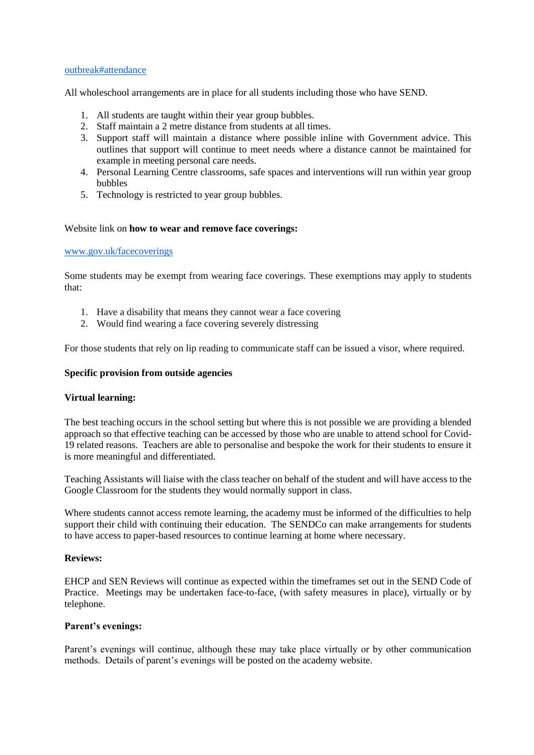[outbreak#attendance](outbreak#attendance)

All wholeschool arrangements are in place for all students including those who have SEND.

1. All students are taught within their year group bubbles.
2. Staff maintain a 2 metre distance from students at all times.
3. Support staff will maintain a distance where possible inline with Government advice. This outlines that support will continue to meet needs where a distance cannot be maintained for example in meeting personal care needs.
4. Personal Learning Centre classrooms, safe spaces and interventions will run within year group bubbles
5. Technology is restricted to year group bubbles.

Website link on **how to wear and remove face coverings:**

[www.gov.uk/facecoverings](www.gov.uk/facecoverings)

Some students may be exempt from wearing face coverings. These exemptions may apply to students that:

1. Have a disability that means they cannot wear a face covering
2. Would find wearing a face covering severely distressing

For those students that rely on lip reading to communicate staff can be issued a visor, where required.

**Specific provision from outside agencies**

**Virtual learning:**

The best teaching occurs in the school setting but where this is not possible we are providing a blended approach so that effective teaching can be accessed by those who are unable to attend school for Covid-19 related reasons. Teachers are able to personalise and bespoke the work for their students to ensure it is more meaningful and differentiated.

Teaching Assistants will liaise with the class teacher on behalf of the student and will have access to the Google Classroom for the students they would normally support in class.

Where students cannot access remote learning, the academy must be informed of the difficulties to help support their child with continuing their education. The SENDCo can make arrangements for students to have access to paper-based resources to continue learning at home where necessary.

**Reviews:**

EHCP and SEN Reviews will continue as expected within the timeframes set out in the SEND Code of Practice. Meetings may be undertaken face-to-face, (with safety measures in place), virtually or by telephone.

**Parent's evenings:**

Parent's evenings will continue, although these may take place virtually or by other communication methods. Details of parent's evenings will be posted on the academy website.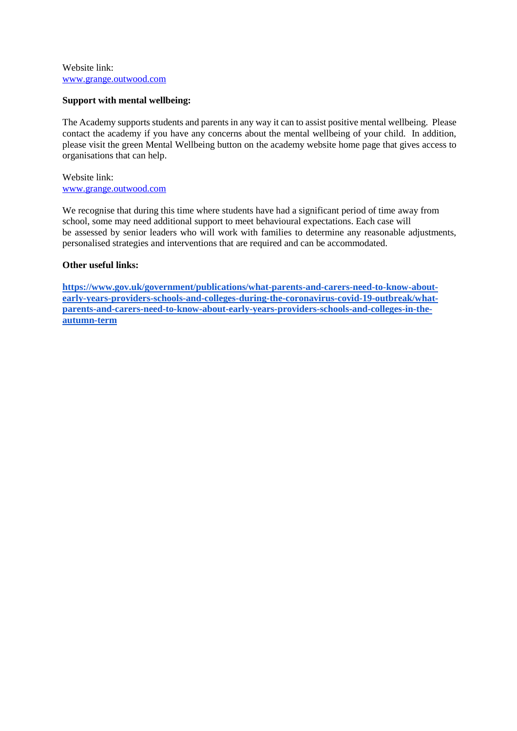Website link:
[www.grange.outwood.com](http://www.grange.outwood.com)

**Support with mental wellbeing:**

The Academy supports students and parents in any way it can to assist positive mental wellbeing. Please contact the academy if you have any concerns about the mental wellbeing of your child. In addition, please visit the green Mental Wellbeing button on the academy website home page that gives access to organisations that can help.

Website link:
[www.grange.outwood.com](http://www.grange.outwood.com)

We recognise that during this time where students have had a significant period of time away from school, some may need additional support to meet behavioural expectations. Each case will be assessed by senior leaders who will work with families to determine any reasonable adjustments, personalised strategies and interventions that are required and can be accommodated.

**Other useful links:**

**[https://www.gov.uk/government/publications/what-parents-and-carers-need-to-know-about-early-years-providers-schools-and-colleges-during-the-coronavirus-covid-19-outbreak/what-parents-and-carers-need-to-know-about-early-years-providers-schools-and-colleges-in-the-autumn-term](https://www.gov.uk/government/publications/what-parents-and-carers-need-to-know-about-early-years-providers-schools-and-colleges-during-the-coronavirus-covid-19-outbreak/what-parents-and-carers-need-to-know-about-early-years-providers-schools-and-colleges-in-the-autumn-term)**